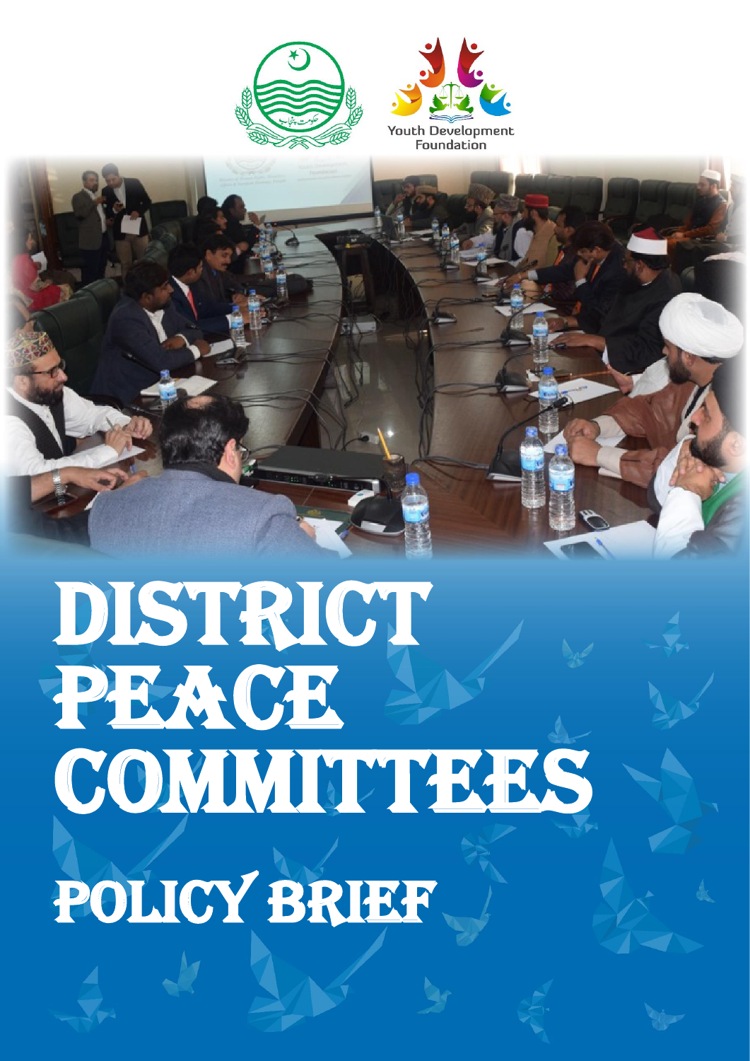Youth Development Foundation

# DISTRICT PEACE COMMITTEES

## POLICY BRIEF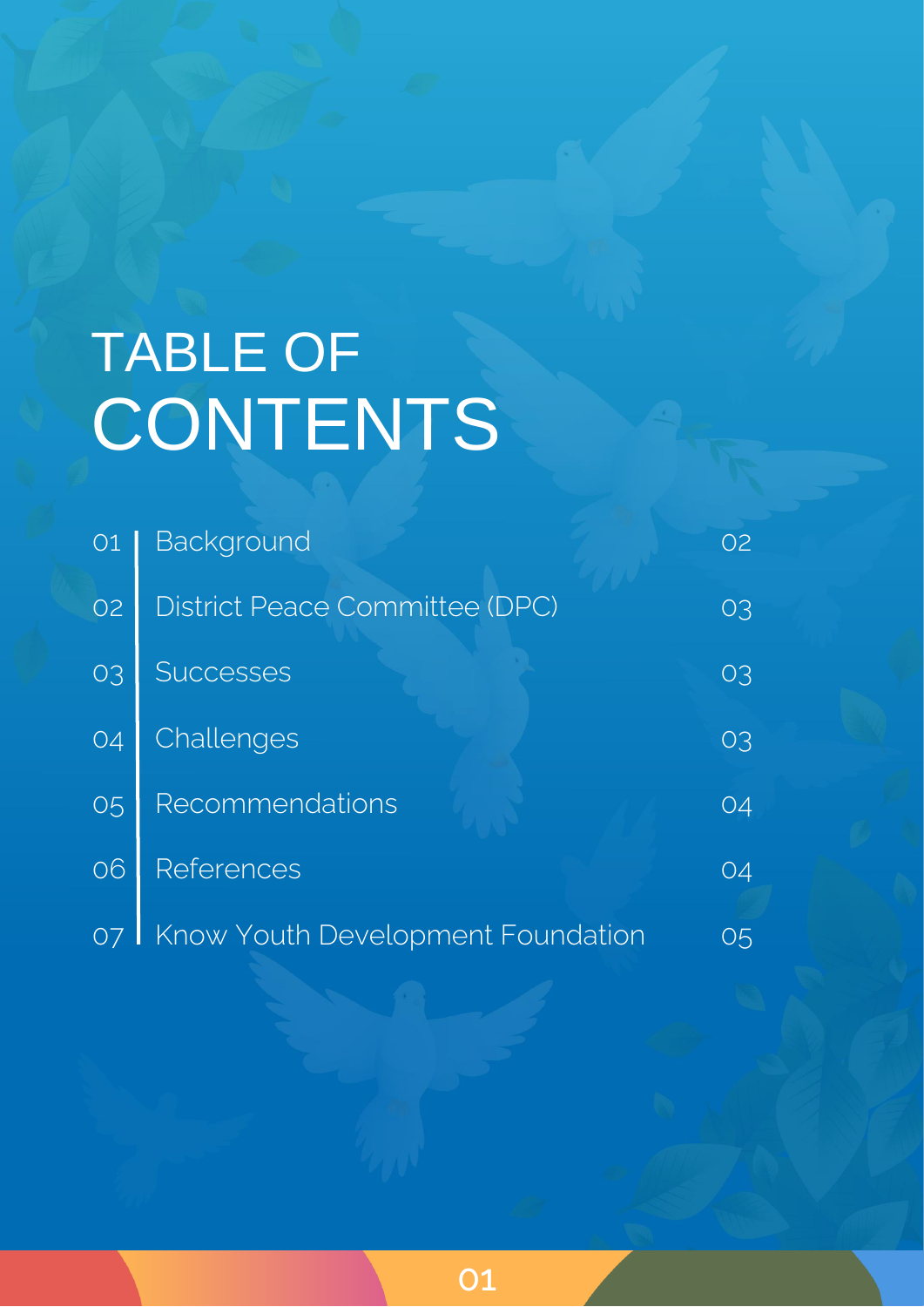# TABLE OF CONTENTS

| No. | Section | Page |
| --- | --- | --- |
| 01 | Background | 02 |
| 02 | District Peace Committee (DPC) | 03 |
| 03 | Successes | 03 |
| 04 | Challenges | 03 |
| 05 | Recommendations | 04 |
| 06 | References | 04 |
| 07 | Know Youth Development Foundation | 05 |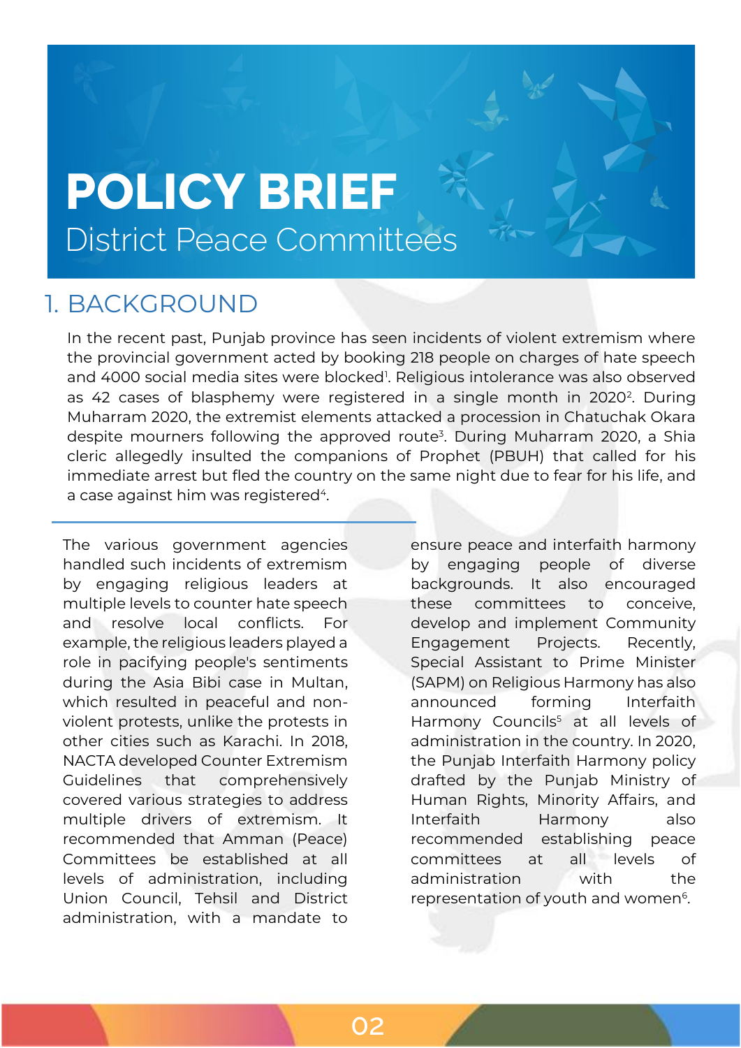# POLICY BRIEF

District Peace Committees

## 1. BACKGROUND

In the recent past, Punjab province has seen incidents of violent extremism where the provincial government acted by booking 218 people on charges of hate speech and 4000 social media sites were blocked[1]. Religious intolerance was also observed as 42 cases of blasphemy were registered in a single month in 2020[2]. During Muharram 2020, the extremist elements attacked a procession in Chatuchak Okara despite mourners following the approved route[3]. During Muharram 2020, a Shia cleric allegedly insulted the companions of Prophet (PBUH) that called for his immediate arrest but fled the country on the same night due to fear for his life, and a case against him was registered[4].

The various government agencies handled such incidents of extremism by engaging religious leaders at multiple levels to counter hate speech and resolve local conflicts. For example, the religious leaders played a role in pacifying people's sentiments during the Asia Bibi case in Multan, which resulted in peaceful and non-violent protests, unlike the protests in other cities such as Karachi. In 2018, NACTA developed Counter Extremism Guidelines that comprehensively covered various strategies to address multiple drivers of extremism. It recommended that Amman (Peace) Committees be established at all levels of administration, including Union Council, Tehsil and District administration, with a mandate to ensure peace and interfaith harmony by engaging people of diverse backgrounds. It also encouraged these committees to conceive, develop and implement Community Engagement Projects. Recently, Special Assistant to Prime Minister (SAPM) on Religious Harmony has also announced forming Interfaith Harmony Councils[5] at all levels of administration in the country. In 2020, the Punjab Interfaith Harmony policy drafted by the Punjab Ministry of Human Rights, Minority Affairs, and Interfaith Harmony also recommended establishing peace committees at all levels of administration with the representation of youth and women[6].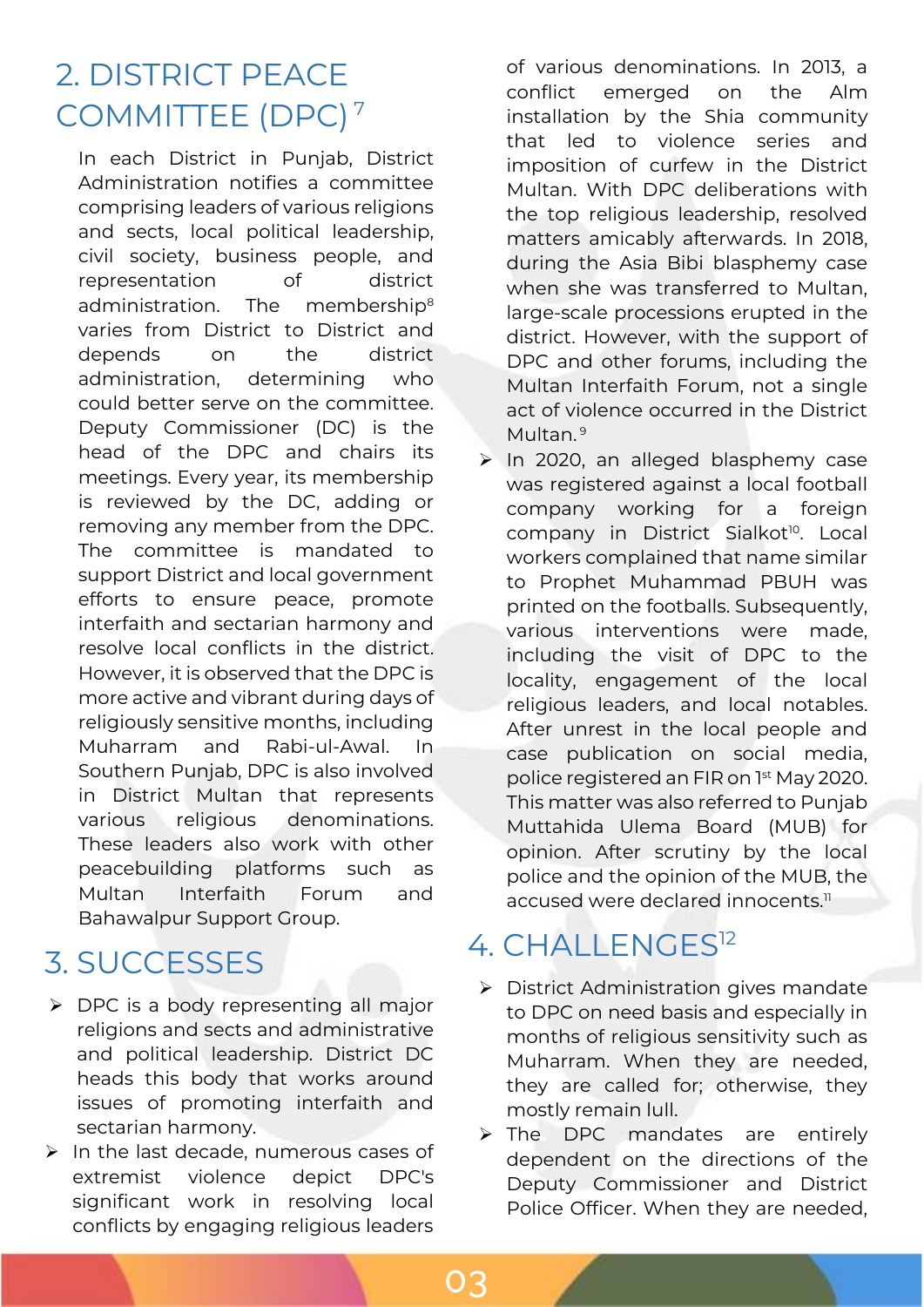## 2. DISTRICT PEACE COMMITTEE (DPC) [7]

In each District in Punjab, District Administration notifies a committee comprising leaders of various religions and sects, local political leadership, civil society, business people, and representation of district administration. The membership[8] varies from District to District and depends on the district administration, determining who could better serve on the committee. Deputy Commissioner (DC) is the head of the DPC and chairs its meetings. Every year, its membership is reviewed by the DC, adding or removing any member from the DPC. The committee is mandated to support District and local government efforts to ensure peace, promote interfaith and sectarian harmony and resolve local conflicts in the district. However, it is observed that the DPC is more active and vibrant during days of religiously sensitive months, including Muharram and Rabi-ul-Awal. In Southern Punjab, DPC is also involved in District Multan that represents various religious denominations. These leaders also work with other peacebuilding platforms such as Multan Interfaith Forum and Bahawalpur Support Group.

## 3. SUCCESSES

- DPC is a body representing all major religions and sects and administrative and political leadership. District DC heads this body that works around issues of promoting interfaith and sectarian harmony.
- In the last decade, numerous cases of extremist violence depict DPC's significant work in resolving local conflicts by engaging religious leaders of various denominations. In 2013, a conflict emerged on the Alm installation by the Shia community that led to violence series and imposition of curfew in the District Multan. With DPC deliberations with the top religious leadership, resolved matters amicably afterwards. In 2018, during the Asia Bibi blasphemy case when she was transferred to Multan, large-scale processions erupted in the district. However, with the support of DPC and other forums, including the Multan Interfaith Forum, not a single act of violence occurred in the District Multan.[9]
- In 2020, an alleged blasphemy case was registered against a local football company working for a foreign company in District Sialkot[10]. Local workers complained that name similar to Prophet Muhammad PBUH was printed on the footballs. Subsequently, various interventions were made, including the visit of DPC to the locality, engagement of the local religious leaders, and local notables. After unrest in the local people and case publication on social media, police registered an FIR on 1st May 2020. This matter was also referred to Punjab Muttahida Ulema Board (MUB) for opinion. After scrutiny by the local police and the opinion of the MUB, the accused were declared innocents.[11]

## 4. CHALLENGES[12]

- District Administration gives mandate to DPC on need basis and especially in months of religious sensitivity such as Muharram. When they are needed, they are called for; otherwise, they mostly remain lull.
- The DPC mandates are entirely dependent on the directions of the Deputy Commissioner and District Police Officer. When they are needed,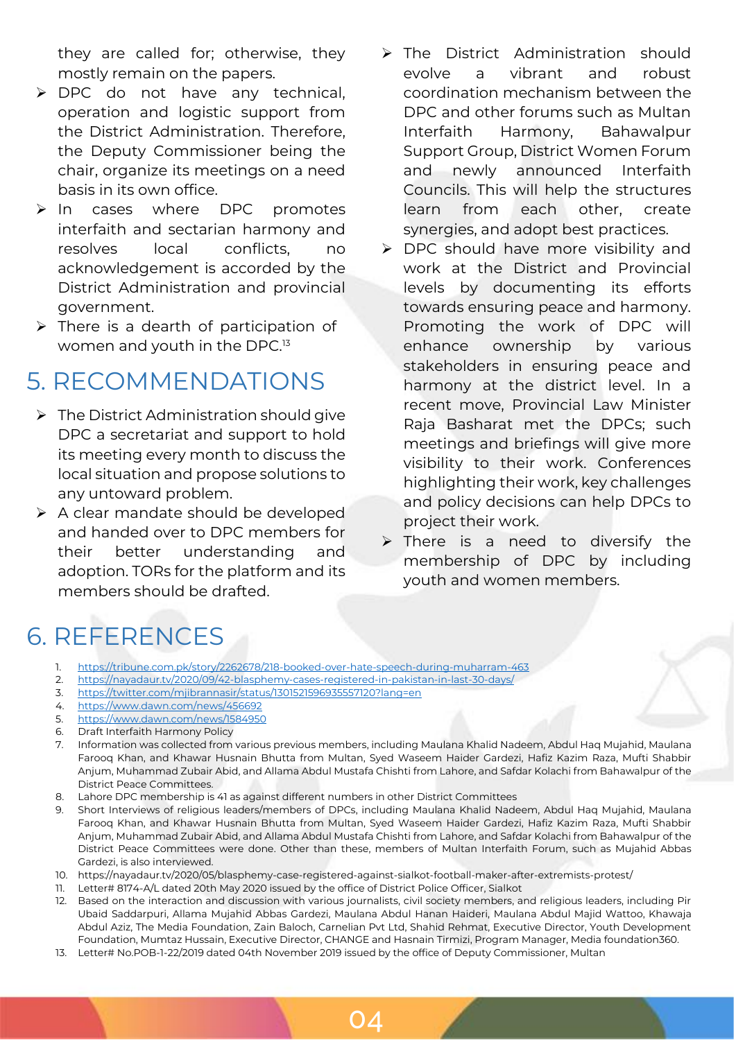they are called for; otherwise, they mostly remain on the papers.

- DPC do not have any technical, operation and logistic support from the District Administration. Therefore, the Deputy Commissioner being the chair, organize its meetings on a need basis in its own office.
- In cases where DPC promotes interfaith and sectarian harmony and resolves local conflicts, no acknowledgement is accorded by the District Administration and provincial government.
- There is a dearth of participation of women and youth in the DPC.[13]

# 5. RECOMMENDATIONS

- The District Administration should give DPC a secretariat and support to hold its meeting every month to discuss the local situation and propose solutions to any untoward problem.
- A clear mandate should be developed and handed over to DPC members for their better understanding and adoption. TORs for the platform and its members should be drafted.
- The District Administration should evolve a vibrant and robust coordination mechanism between the DPC and other forums such as Multan Interfaith Harmony, Bahawalpur Support Group, District Women Forum and newly announced Interfaith Councils. This will help the structures learn from each other, create synergies, and adopt best practices.
- DPC should have more visibility and work at the District and Provincial levels by documenting its efforts towards ensuring peace and harmony. Promoting the work of DPC will enhance ownership by various stakeholders in ensuring peace and harmony at the district level. In a recent move, Provincial Law Minister Raja Basharat met the DPCs; such meetings and briefings will give more visibility to their work. Conferences highlighting their work, key challenges and policy decisions can help DPCs to project their work.
- There is a need to diversify the membership of DPC by including youth and women members.

# 6. REFERENCES

1. https://tribune.com.pk/story/2262678/218-booked-over-hate-speech-during-muharram-463
2. https://nayadaur.tv/2020/09/42-blasphemy-cases-registered-in-pakistan-in-last-30-days/
3. https://twitter.com/mjibrannasir/status/1301521596935557120?lang=en
4. https://www.dawn.com/news/456692
5. https://www.dawn.com/news/1584950
6. Draft Interfaith Harmony Policy
7. Information was collected from various previous members, including Maulana Khalid Nadeem, Abdul Haq Mujahid, Maulana Farooq Khan, and Khawar Husnain Bhutta from Multan, Syed Waseem Haider Gardezi, Hafiz Kazim Raza, Mufti Shabbir Anjum, Muhammad Zubair Abid, and Allama Abdul Mustafa Chishti from Lahore, and Safdar Kolachi from Bahawalpur of the District Peace Committees.
8. Lahore DPC membership is 41 as against different numbers in other District Committees
9. Short Interviews of religious leaders/members of DPCs, including Maulana Khalid Nadeem, Abdul Haq Mujahid, Maulana Farooq Khan, and Khawar Husnain Bhutta from Multan, Syed Waseem Haider Gardezi, Hafiz Kazim Raza, Mufti Shabbir Anjum, Muhammad Zubair Abid, and Allama Abdul Mustafa Chishti from Lahore, and Safdar Kolachi from Bahawalpur of the District Peace Committees were done. Other than these, members of Multan Interfaith Forum, such as Mujahid Abbas Gardezi, is also interviewed.
10. https://nayadaur.tv/2020/05/blasphemy-case-registered-against-sialkot-football-maker-after-extremists-protest/
11. Letter# 8174-A/L dated 20th May 2020 issued by the office of District Police Officer, Sialkot
12. Based on the interaction and discussion with various journalists, civil society members, and religious leaders, including Pir Ubaid Saddarpuri, Allama Mujahid Abbas Gardezi, Maulana Abdul Hanan Haideri, Maulana Abdul Majid Wattoo, Khawaja Abdul Aziz, The Media Foundation, Zain Baloch, Carnelian Pvt Ltd, Shahid Rehmat, Executive Director, Youth Development Foundation, Mumtaz Hussain, Executive Director, CHANGE and Hasnain Tirmizi, Program Manager, Media foundation360.
13. Letter# No.POB-1-22/2019 dated 04th November 2019 issued by the office of Deputy Commissioner, Multan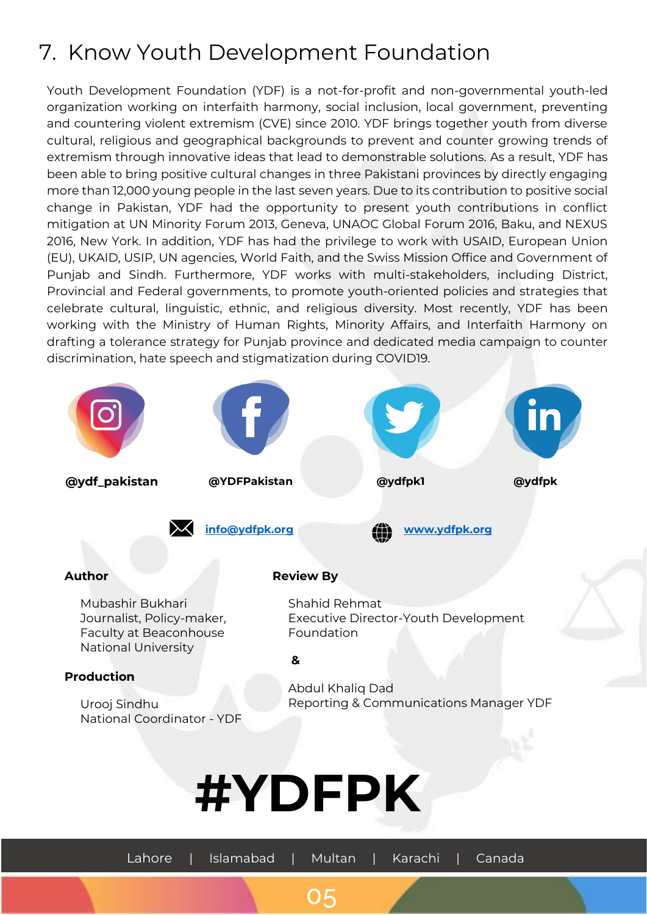# 7. Know Youth Development Foundation

Youth Development Foundation (YDF) is a not-for-profit and non-governmental youth-led organization working on interfaith harmony, social inclusion, local government, preventing and countering violent extremism (CVE) since 2010. YDF brings together youth from diverse cultural, religious and geographical backgrounds to prevent and counter growing trends of extremism through innovative ideas that lead to demonstrable solutions. As a result, YDF has been able to bring positive cultural changes in three Pakistani provinces by directly engaging more than 12,000 young people in the last seven years. Due to its contribution to positive social change in Pakistan, YDF had the opportunity to present youth contributions in conflict mitigation at UN Minority Forum 2013, Geneva, UNAOC Global Forum 2016, Baku, and NEXUS 2016, New York. In addition, YDF has had the privilege to work with USAID, European Union (EU), UKAID, USIP, UN agencies, World Faith, and the Swiss Mission Office and Government of Punjab and Sindh. Furthermore, YDF works with multi-stakeholders, including District, Provincial and Federal governments, to promote youth-oriented policies and strategies that celebrate cultural, linguistic, ethnic, and religious diversity. Most recently, YDF has been working with the Ministry of Human Rights, Minority Affairs, and Interfaith Harmony on drafting a tolerance strategy for Punjab province and dedicated media campaign to counter discrimination, hate speech and stigmatization during COVID19.

**@ydf_pakistan** **@YDFPakistan** **@ydfpk1** **@ydfpk**

info@ydfpk.org www.ydfpk.org

**Author**

Mubashir Bukhari
Journalist, Policy-maker,
Faculty at Beaconhouse
National University

**Production**

Urooj Sindhu
National Coordinator - YDF

**Review By**

Shahid Rehmat
Executive Director-Youth Development
Foundation

**&**

Abdul Khaliq Dad
Reporting & Communications Manager YDF

# #YDFPK

Lahore | Islamabad | Multan | Karachi | Canada